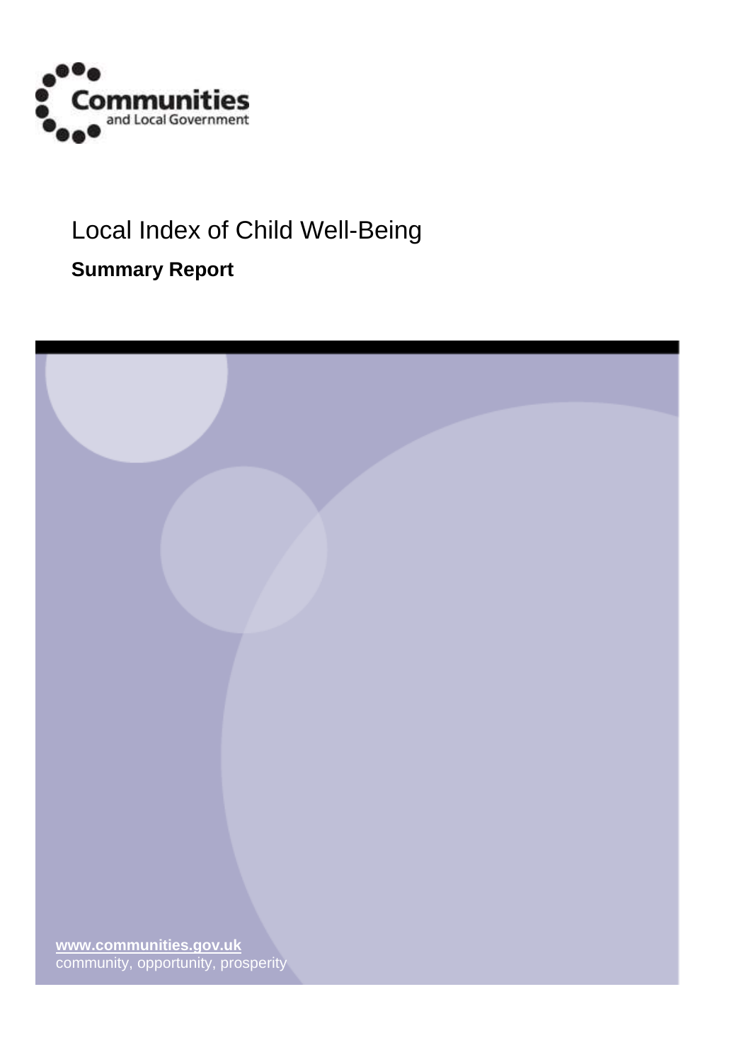Communities and Local Government

# Local Index of Child Well-Being

## Summary Report

www.communities.gov.uk
community, opportunity, prosperity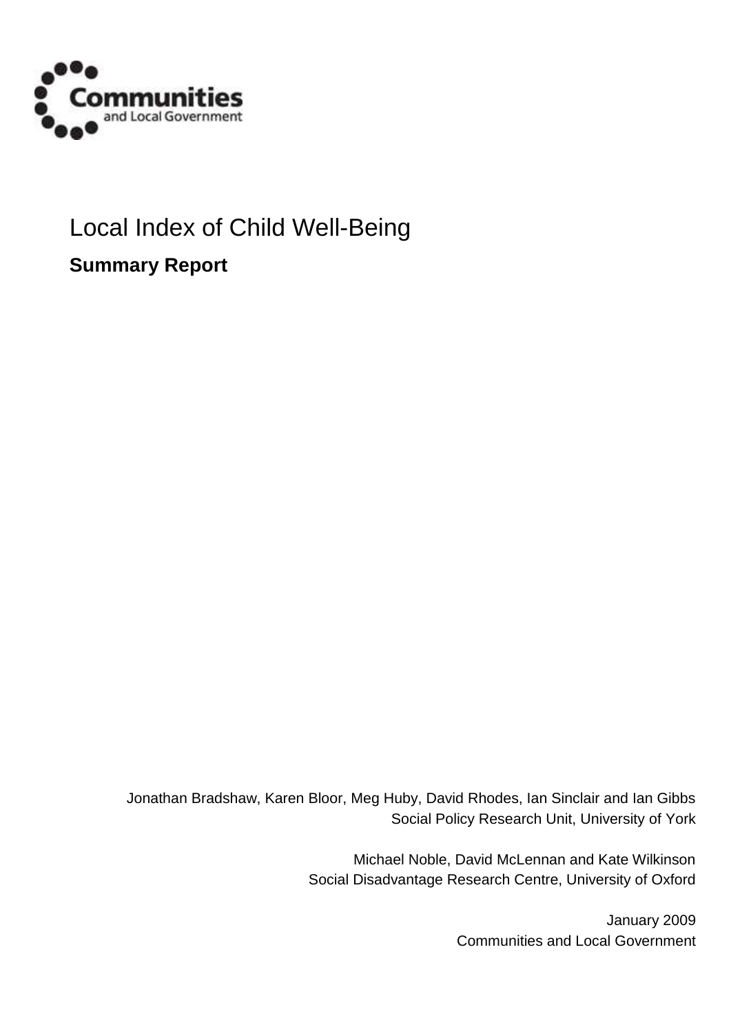Communities and Local Government

# Local Index of Child Well-Being

**Summary Report**

Jonathan Bradshaw, Karen Bloor, Meg Huby, David Rhodes, Ian Sinclair and Ian Gibbs
Social Policy Research Unit, University of York

Michael Noble, David McLennan and Kate Wilkinson
Social Disadvantage Research Centre, University of Oxford

January 2009
Communities and Local Government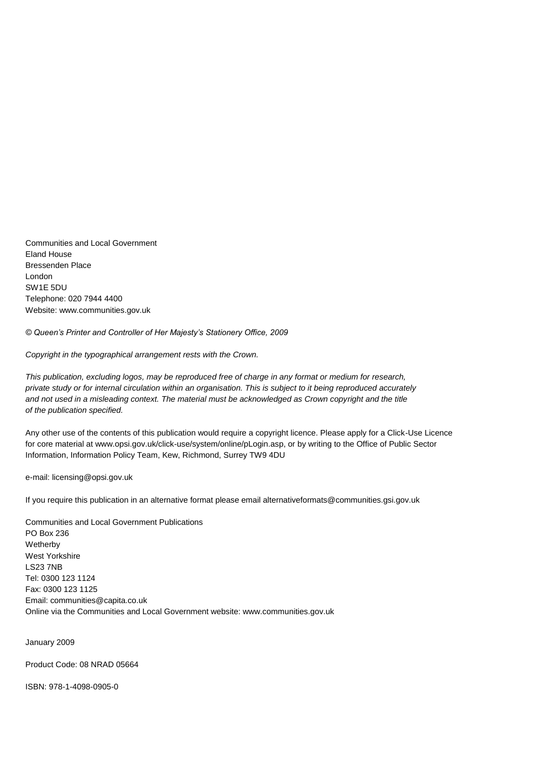Communities and Local Government
Eland House
Bressenden Place
London
SW1E 5DU
Telephone: 020 7944 4400
Website: www.communities.gov.uk

*© Queen's Printer and Controller of Her Majesty's Stationery Office, 2009*

*Copyright in the typographical arrangement rests with the Crown.*

*This publication, excluding logos, may be reproduced free of charge in any format or medium for research, private study or for internal circulation within an organisation. This is subject to it being reproduced accurately and not used in a misleading context. The material must be acknowledged as Crown copyright and the title of the publication specified.*

Any other use of the contents of this publication would require a copyright licence. Please apply for a Click-Use Licence for core material at www.opsi.gov.uk/click-use/system/online/pLogin.asp, or by writing to the Office of Public Sector Information, Information Policy Team, Kew, Richmond, Surrey TW9 4DU

e-mail: licensing@opsi.gov.uk

If you require this publication in an alternative format please email alternativeformats@communities.gsi.gov.uk

Communities and Local Government Publications
PO Box 236
Wetherby
West Yorkshire
LS23 7NB
Tel: 0300 123 1124
Fax: 0300 123 1125
Email: communities@capita.co.uk
Online via the Communities and Local Government website: www.communities.gov.uk

January 2009

Product Code: 08 NRAD 05664

ISBN: 978-1-4098-0905-0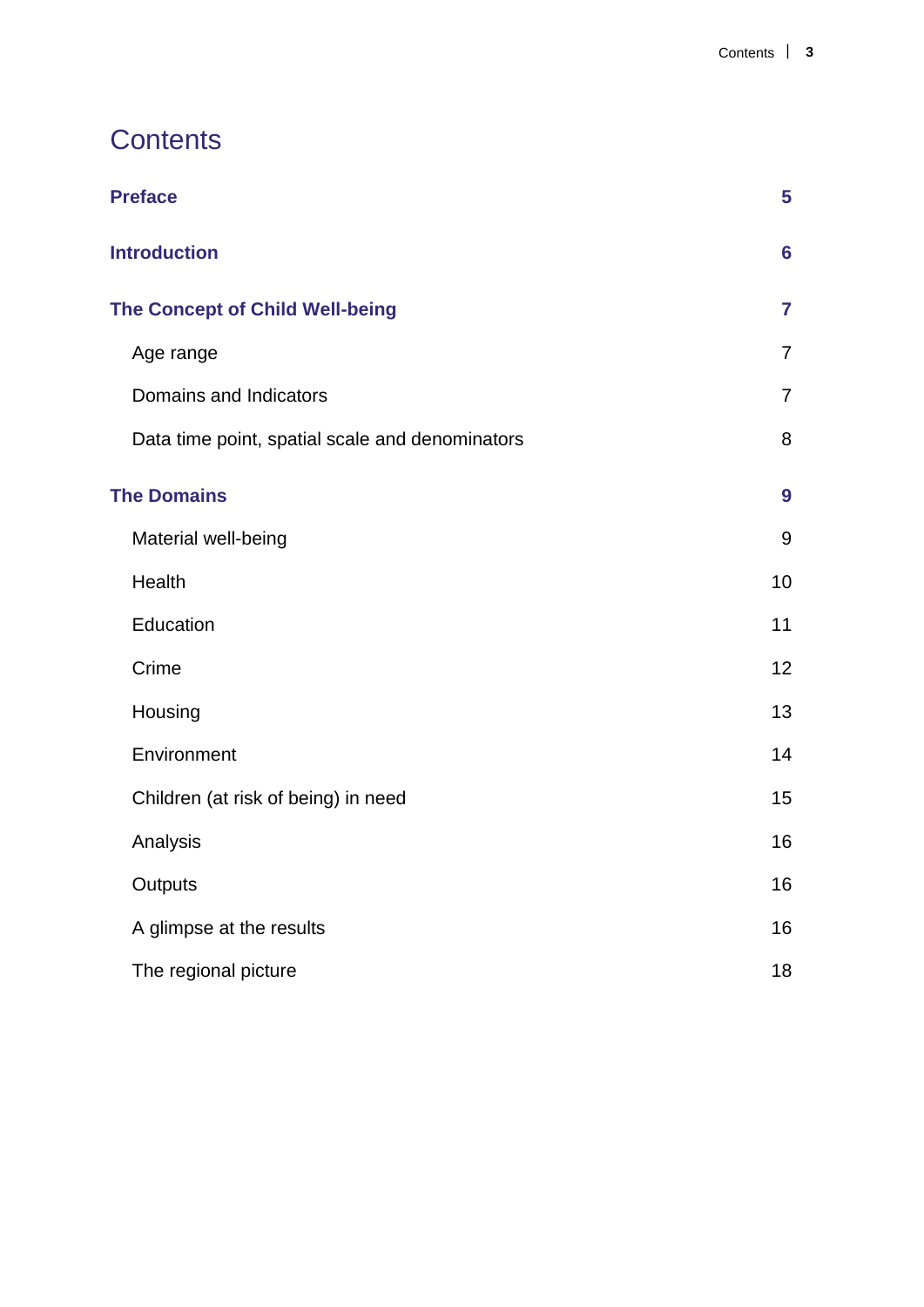# Contents

| | |
|---|---|
| **Preface** | **5** |
| **Introduction** | **6** |
| **The Concept of Child Well-being** | **7** |
| Age range | 7 |
| Domains and Indicators | 7 |
| Data time point, spatial scale and denominators | 8 |
| **The Domains** | **9** |
| Material well-being | 9 |
| Health | 10 |
| Education | 11 |
| Crime | 12 |
| Housing | 13 |
| Environment | 14 |
| Children (at risk of being) in need | 15 |
| Analysis | 16 |
| Outputs | 16 |
| A glimpse at the results | 16 |
| The regional picture | 18 |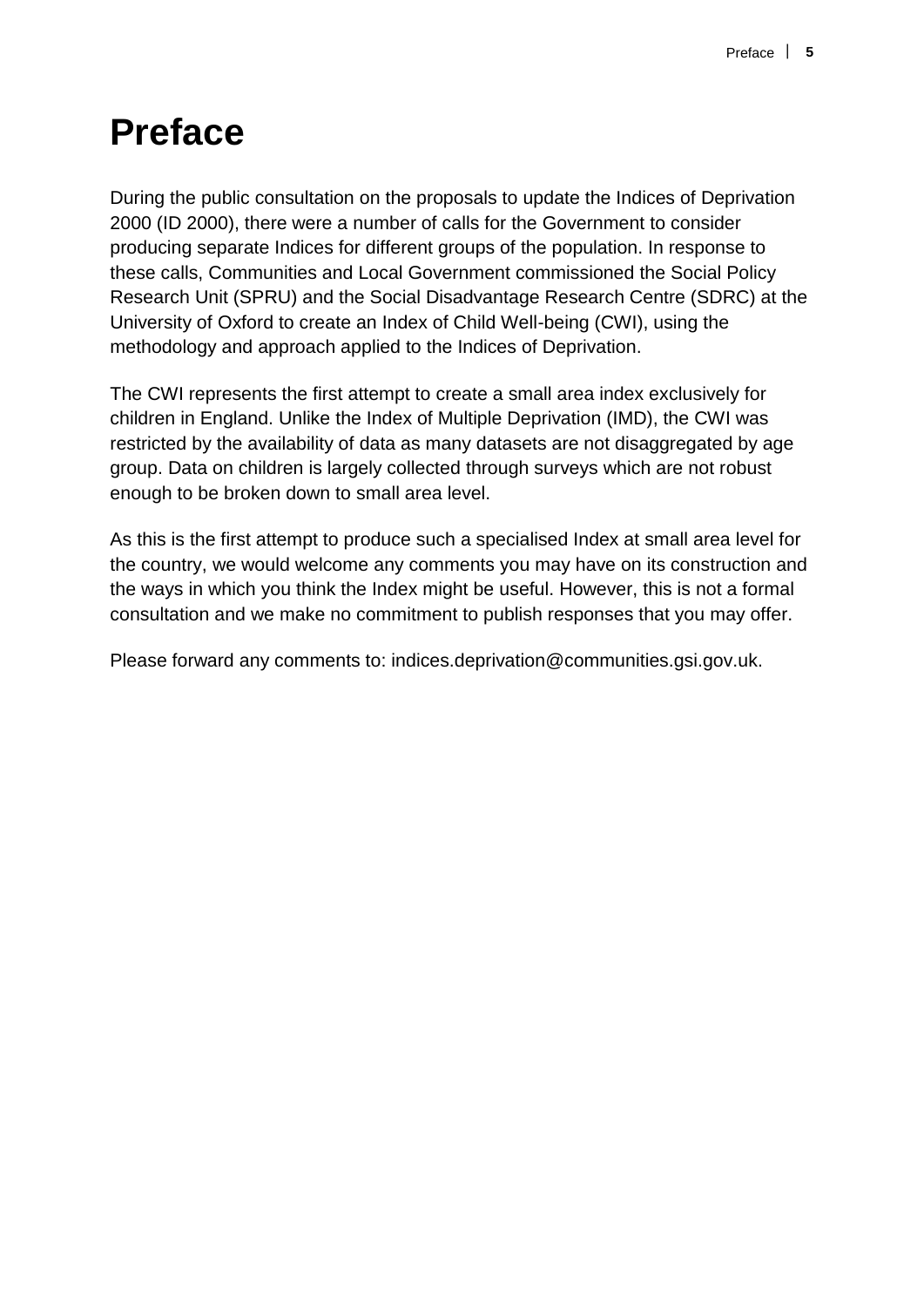# Preface

During the public consultation on the proposals to update the Indices of Deprivation 2000 (ID 2000), there were a number of calls for the Government to consider producing separate Indices for different groups of the population. In response to these calls, Communities and Local Government commissioned the Social Policy Research Unit (SPRU) and the Social Disadvantage Research Centre (SDRC) at the University of Oxford to create an Index of Child Well-being (CWI), using the methodology and approach applied to the Indices of Deprivation.

The CWI represents the first attempt to create a small area index exclusively for children in England. Unlike the Index of Multiple Deprivation (IMD), the CWI was restricted by the availability of data as many datasets are not disaggregated by age group. Data on children is largely collected through surveys which are not robust enough to be broken down to small area level.

As this is the first attempt to produce such a specialised Index at small area level for the country, we would welcome any comments you may have on its construction and the ways in which you think the Index might be useful. However, this is not a formal consultation and we make no commitment to publish responses that you may offer.

Please forward any comments to: indices.deprivation@communities.gsi.gov.uk.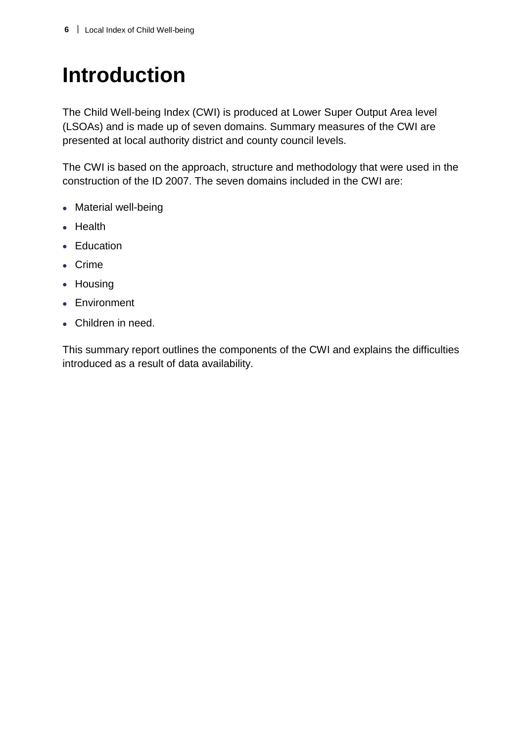# Introduction

The Child Well-being Index (CWI) is produced at Lower Super Output Area level (LSOAs) and is made up of seven domains. Summary measures of the CWI are presented at local authority district and county council levels.

The CWI is based on the approach, structure and methodology that were used in the construction of the ID 2007. The seven domains included in the CWI are:

- Material well-being
- Health
- Education
- Crime
- Housing
- Environment
- Children in need.

This summary report outlines the components of the CWI and explains the difficulties introduced as a result of data availability.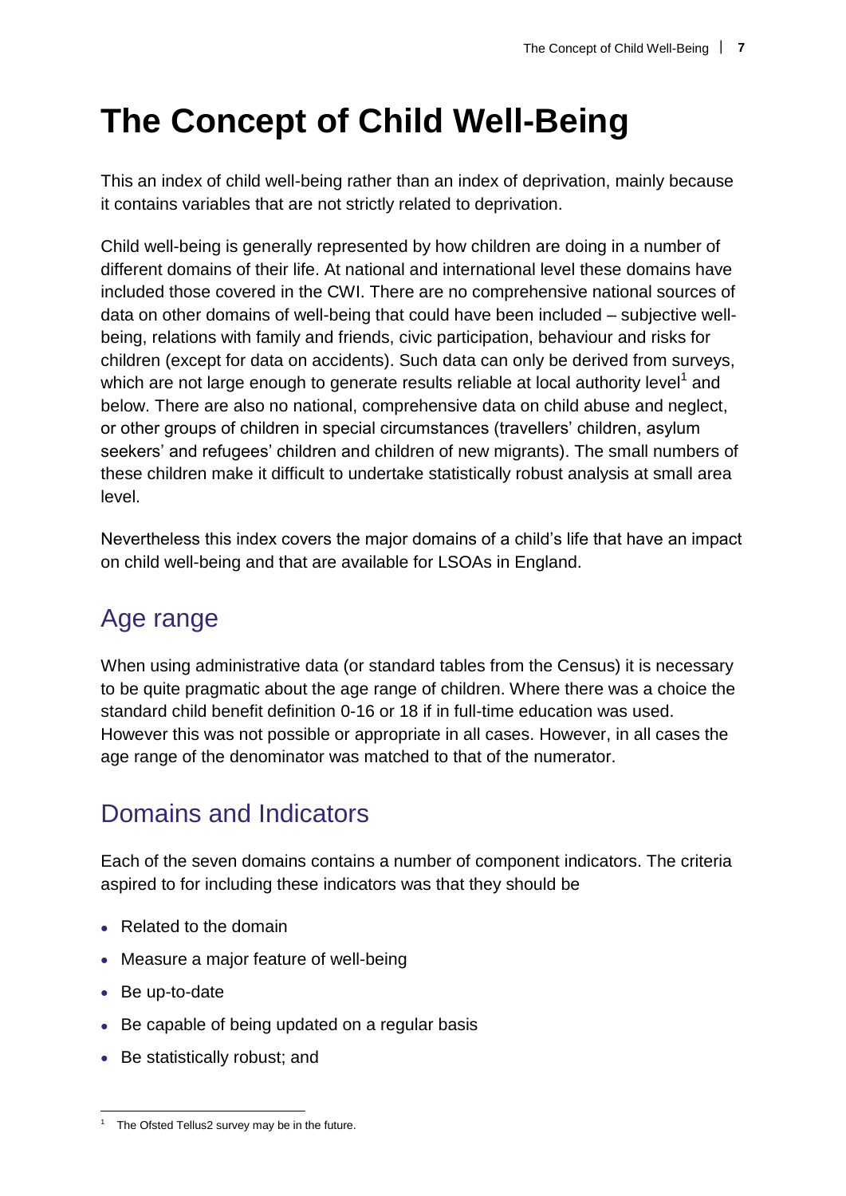# The Concept of Child Well-Being

This an index of child well-being rather than an index of deprivation, mainly because it contains variables that are not strictly related to deprivation.

Child well-being is generally represented by how children are doing in a number of different domains of their life. At national and international level these domains have included those covered in the CWI. There are no comprehensive national sources of data on other domains of well-being that could have been included – subjective well-being, relations with family and friends, civic participation, behaviour and risks for children (except for data on accidents). Such data can only be derived from surveys, which are not large enough to generate results reliable at local authority level[1] and below. There are also no national, comprehensive data on child abuse and neglect, or other groups of children in special circumstances (travellers' children, asylum seekers' and refugees' children and children of new migrants). The small numbers of these children make it difficult to undertake statistically robust analysis at small area level.

Nevertheless this index covers the major domains of a child's life that have an impact on child well-being and that are available for LSOAs in England.

## Age range

When using administrative data (or standard tables from the Census) it is necessary to be quite pragmatic about the age range of children. Where there was a choice the standard child benefit definition 0-16 or 18 if in full-time education was used. However this was not possible or appropriate in all cases. However, in all cases the age range of the denominator was matched to that of the numerator.

## Domains and Indicators

Each of the seven domains contains a number of component indicators. The criteria aspired to for including these indicators was that they should be

- Related to the domain
- Measure a major feature of well-being
- Be up-to-date
- Be capable of being updated on a regular basis
- Be statistically robust; and

[1] The Ofsted Tellus2 survey may be in the future.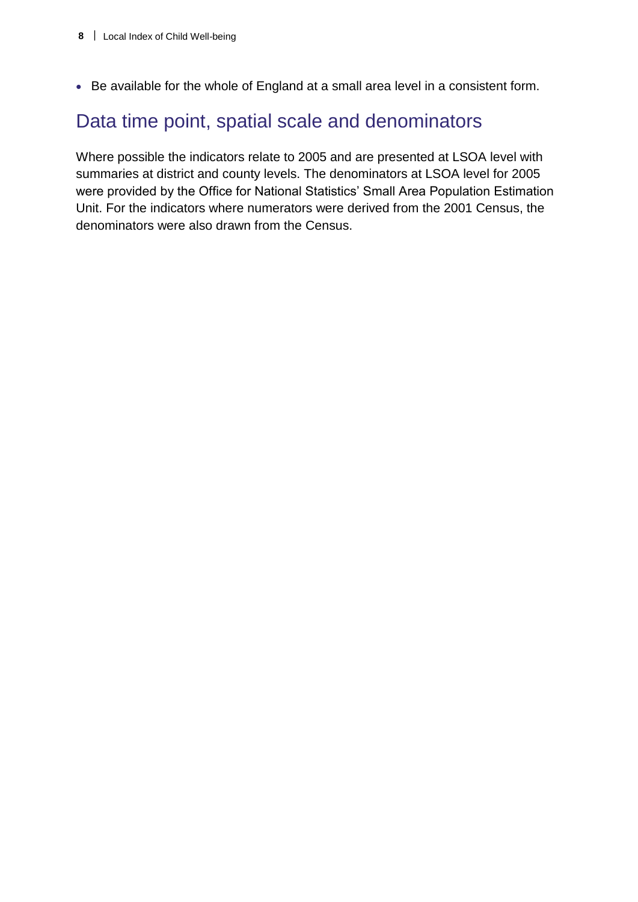- Be available for the whole of England at a small area level in a consistent form.

## Data time point, spatial scale and denominators

Where possible the indicators relate to 2005 and are presented at LSOA level with summaries at district and county levels. The denominators at LSOA level for 2005 were provided by the Office for National Statistics' Small Area Population Estimation Unit. For the indicators where numerators were derived from the 2001 Census, the denominators were also drawn from the Census.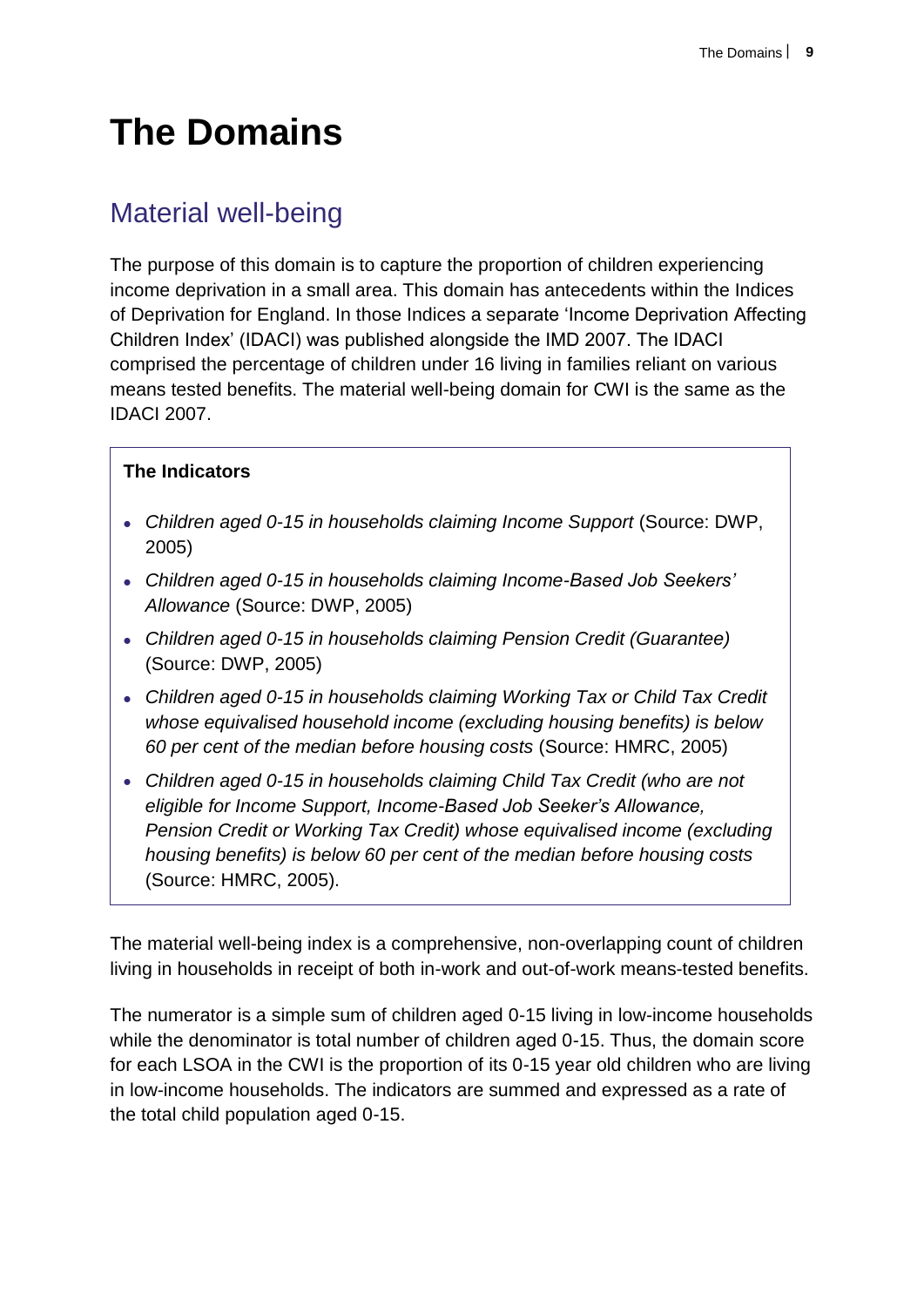# The Domains

## Material well-being

The purpose of this domain is to capture the proportion of children experiencing income deprivation in a small area. This domain has antecedents within the Indices of Deprivation for England. In those Indices a separate 'Income Deprivation Affecting Children Index' (IDACI) was published alongside the IMD 2007. The IDACI comprised the percentage of children under 16 living in families reliant on various means tested benefits. The material well-being domain for CWI is the same as the IDACI 2007.

**The Indicators**

- *Children aged 0-15 in households claiming Income Support* (Source: DWP, 2005)
- *Children aged 0-15 in households claiming Income-Based Job Seekers' Allowance* (Source: DWP, 2005)
- *Children aged 0-15 in households claiming Pension Credit (Guarantee)* (Source: DWP, 2005)
- *Children aged 0-15 in households claiming Working Tax or Child Tax Credit whose equivalised household income (excluding housing benefits) is below 60 per cent of the median before housing costs* (Source: HMRC, 2005)
- *Children aged 0-15 in households claiming Child Tax Credit (who are not eligible for Income Support, Income-Based Job Seeker's Allowance, Pension Credit or Working Tax Credit) whose equivalised income (excluding housing benefits) is below 60 per cent of the median before housing costs* (Source: HMRC, 2005).

The material well-being index is a comprehensive, non-overlapping count of children living in households in receipt of both in-work and out-of-work means-tested benefits.

The numerator is a simple sum of children aged 0-15 living in low-income households while the denominator is total number of children aged 0-15. Thus, the domain score for each LSOA in the CWI is the proportion of its 0-15 year old children who are living in low-income households. The indicators are summed and expressed as a rate of the total child population aged 0-15.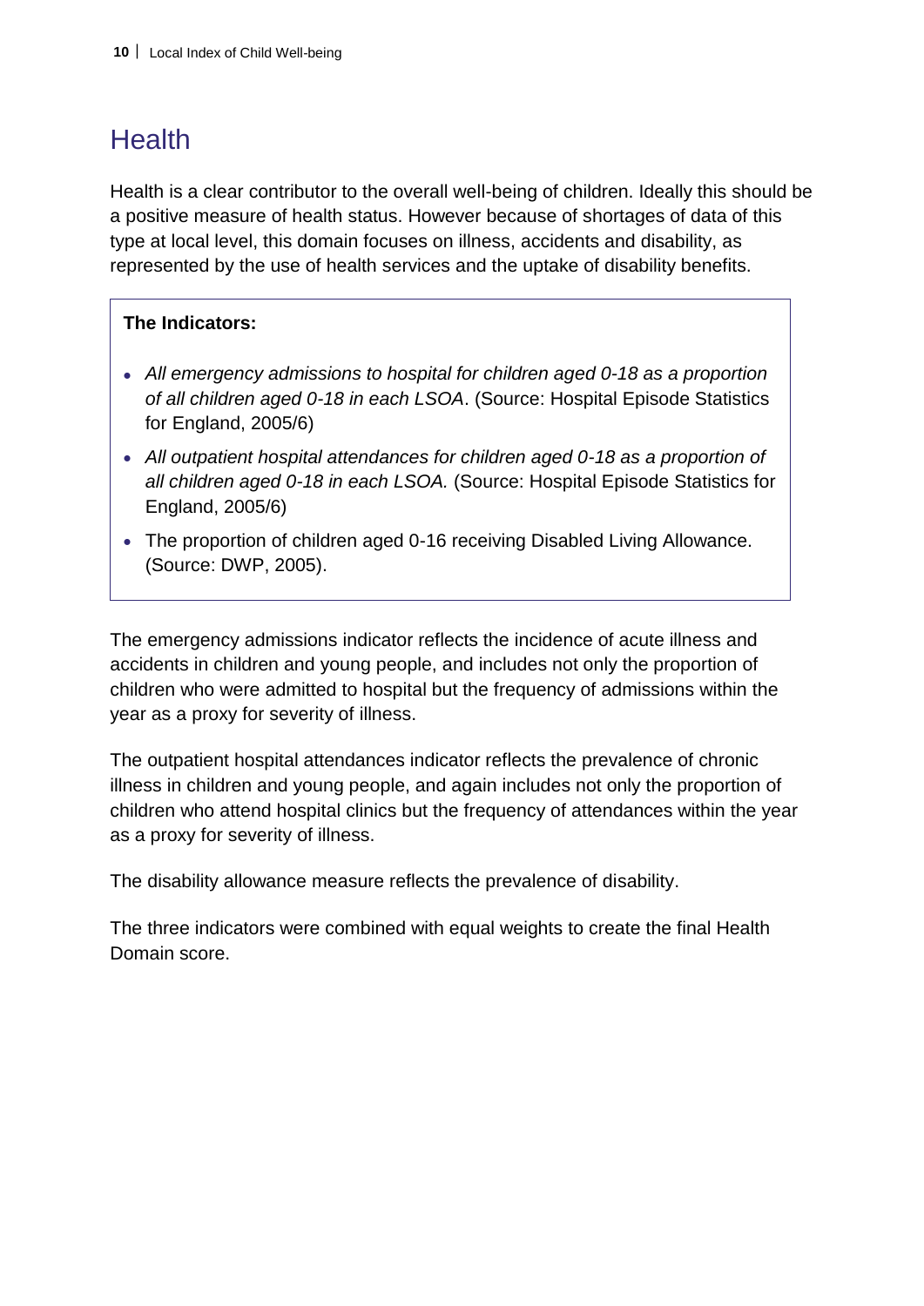# Health

Health is a clear contributor to the overall well-being of children. Ideally this should be a positive measure of health status. However because of shortages of data of this type at local level, this domain focuses on illness, accidents and disability, as represented by the use of health services and the uptake of disability benefits.

**The Indicators:**

- *All emergency admissions to hospital for children aged 0-18 as a proportion of all children aged 0-18 in each LSOA*. (Source: Hospital Episode Statistics for England, 2005/6)
- *All outpatient hospital attendances for children aged 0-18 as a proportion of all children aged 0-18 in each LSOA.* (Source: Hospital Episode Statistics for England, 2005/6)
- The proportion of children aged 0-16 receiving Disabled Living Allowance. (Source: DWP, 2005).

The emergency admissions indicator reflects the incidence of acute illness and accidents in children and young people, and includes not only the proportion of children who were admitted to hospital but the frequency of admissions within the year as a proxy for severity of illness.

The outpatient hospital attendances indicator reflects the prevalence of chronic illness in children and young people, and again includes not only the proportion of children who attend hospital clinics but the frequency of attendances within the year as a proxy for severity of illness.

The disability allowance measure reflects the prevalence of disability.

The three indicators were combined with equal weights to create the final Health Domain score.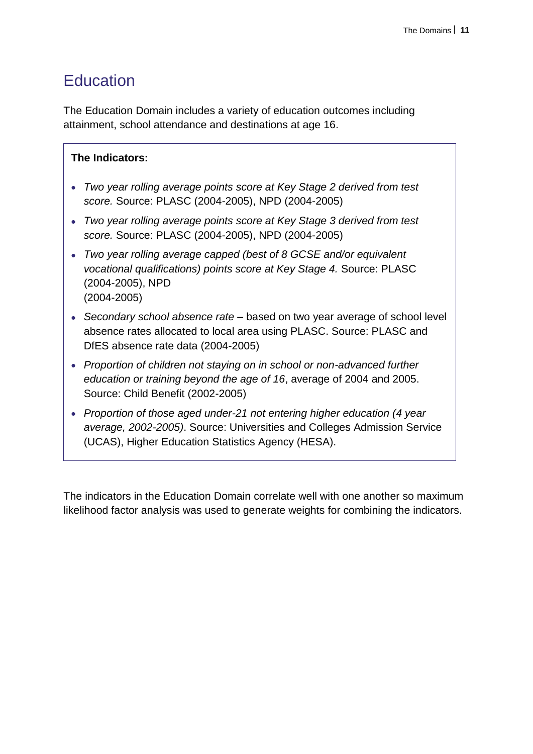# Education

The Education Domain includes a variety of education outcomes including attainment, school attendance and destinations at age 16.

**The Indicators:**

- *Two year rolling average points score at Key Stage 2 derived from test score.* Source: PLASC (2004-2005), NPD (2004-2005)
- *Two year rolling average points score at Key Stage 3 derived from test score.* Source: PLASC (2004-2005), NPD (2004-2005)
- *Two year rolling average capped (best of 8 GCSE and/or equivalent vocational qualifications) points score at Key Stage 4.* Source: PLASC (2004-2005), NPD (2004-2005)
- *Secondary school absence rate* – based on two year average of school level absence rates allocated to local area using PLASC. Source: PLASC and DfES absence rate data (2004-2005)
- *Proportion of children not staying on in school or non-advanced further education or training beyond the age of 16*, average of 2004 and 2005. Source: Child Benefit (2002-2005)
- *Proportion of those aged under-21 not entering higher education (4 year average, 2002-2005)*. Source: Universities and Colleges Admission Service (UCAS), Higher Education Statistics Agency (HESA).

The indicators in the Education Domain correlate well with one another so maximum likelihood factor analysis was used to generate weights for combining the indicators.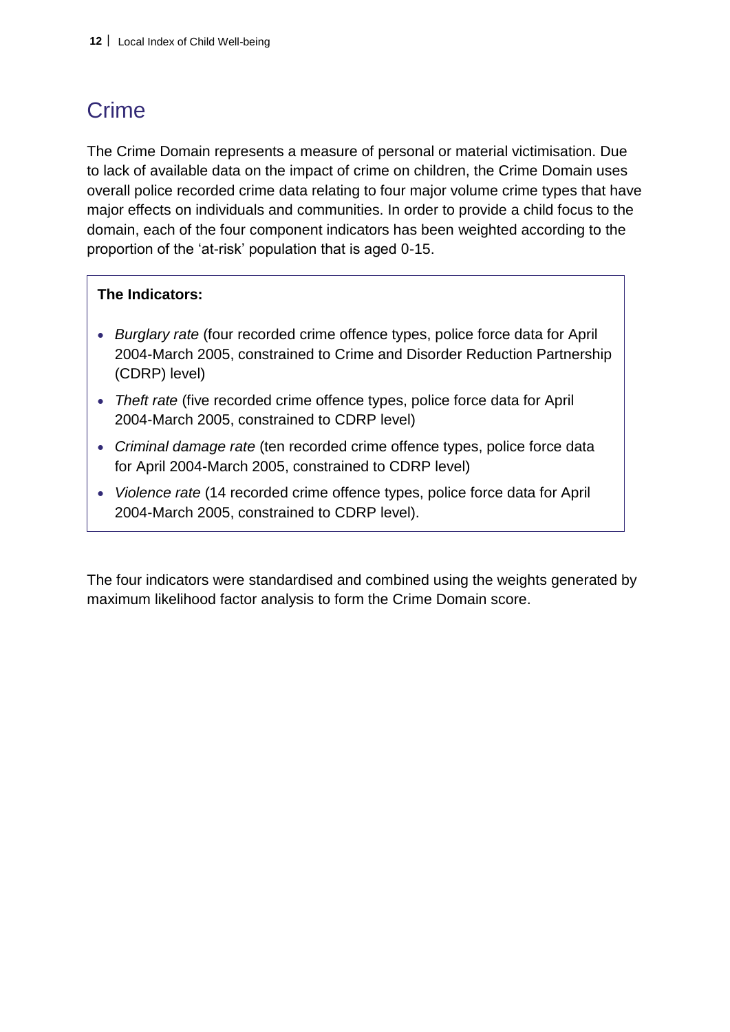# Crime

The Crime Domain represents a measure of personal or material victimisation. Due to lack of available data on the impact of crime on children, the Crime Domain uses overall police recorded crime data relating to four major volume crime types that have major effects on individuals and communities. In order to provide a child focus to the domain, each of the four component indicators has been weighted according to the proportion of the 'at-risk' population that is aged 0-15.

**The Indicators:**

- *Burglary rate* (four recorded crime offence types, police force data for April 2004-March 2005, constrained to Crime and Disorder Reduction Partnership (CDRP) level)
- *Theft rate* (five recorded crime offence types, police force data for April 2004-March 2005, constrained to CDRP level)
- *Criminal damage rate* (ten recorded crime offence types, police force data for April 2004-March 2005, constrained to CDRP level)
- *Violence rate* (14 recorded crime offence types, police force data for April 2004-March 2005, constrained to CDRP level).

The four indicators were standardised and combined using the weights generated by maximum likelihood factor analysis to form the Crime Domain score.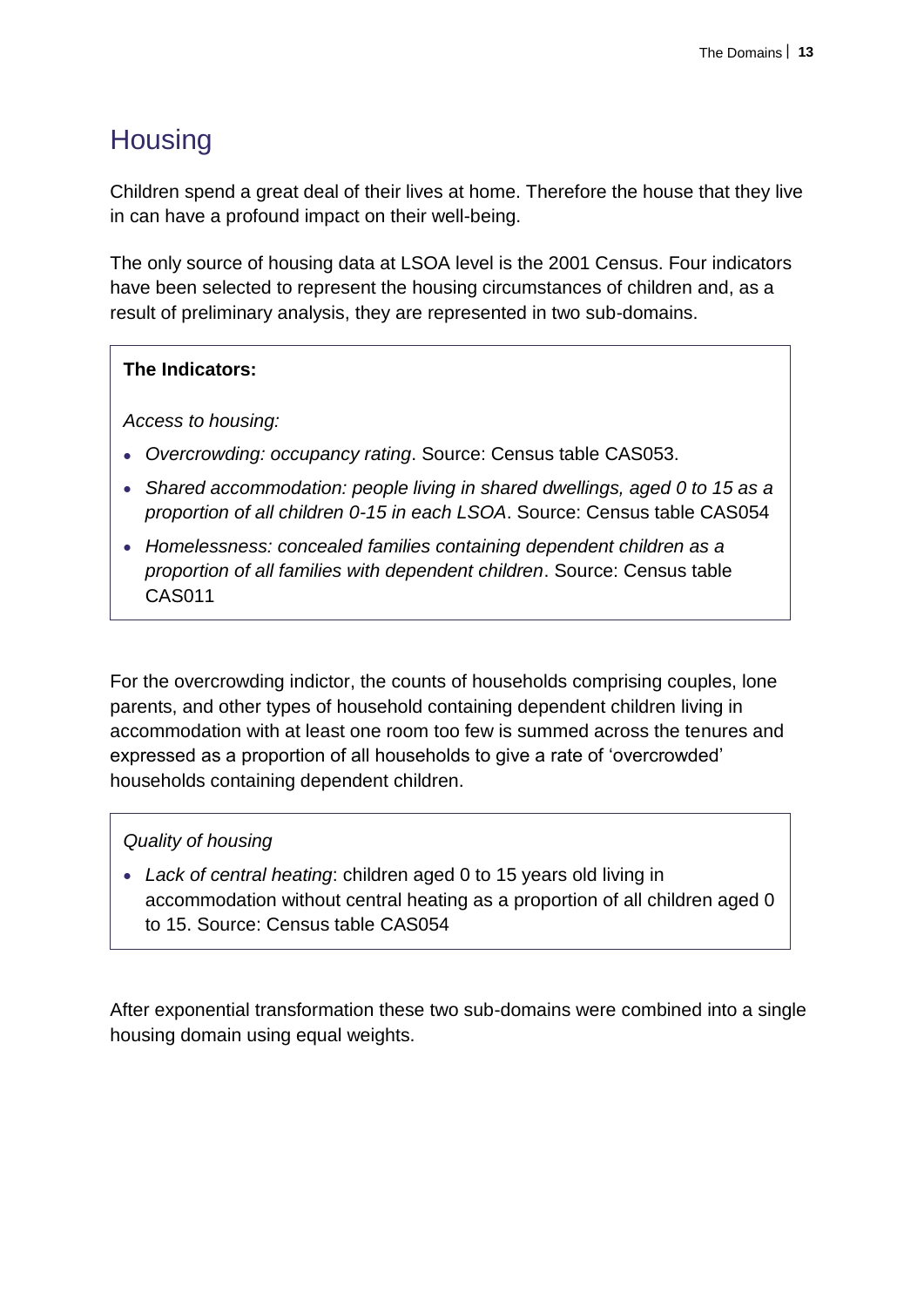## Housing

Children spend a great deal of their lives at home. Therefore the house that they live in can have a profound impact on their well-being.

The only source of housing data at LSOA level is the 2001 Census. Four indicators have been selected to represent the housing circumstances of children and, as a result of preliminary analysis, they are represented in two sub-domains.

**The Indicators:**

*Access to housing:*

- *Overcrowding: occupancy rating*. Source: Census table CAS053.
- *Shared accommodation: people living in shared dwellings, aged 0 to 15 as a proportion of all children 0-15 in each LSOA*. Source: Census table CAS054
- *Homelessness: concealed families containing dependent children as a proportion of all families with dependent children*. Source: Census table CAS011

For the overcrowding indictor, the counts of households comprising couples, lone parents, and other types of household containing dependent children living in accommodation with at least one room too few is summed across the tenures and expressed as a proportion of all households to give a rate of 'overcrowded' households containing dependent children.

*Quality of housing*

- *Lack of central heating*: children aged 0 to 15 years old living in accommodation without central heating as a proportion of all children aged 0 to 15. Source: Census table CAS054

After exponential transformation these two sub-domains were combined into a single housing domain using equal weights.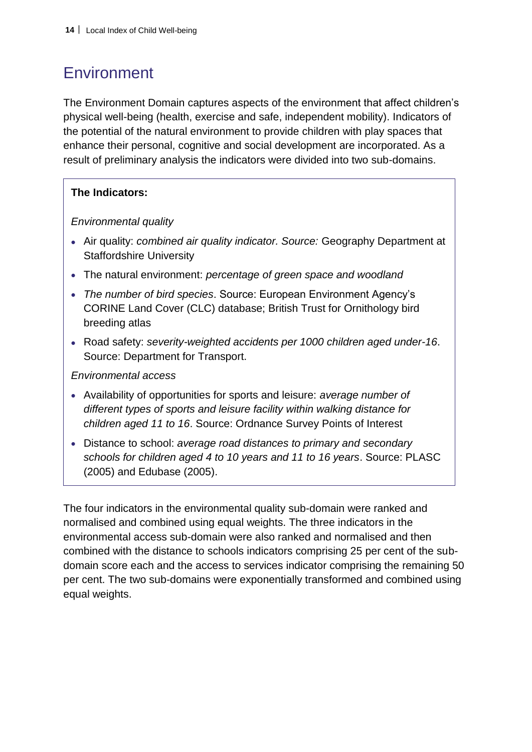# Environment

The Environment Domain captures aspects of the environment that affect children's physical well-being (health, exercise and safe, independent mobility). Indicators of the potential of the natural environment to provide children with play spaces that enhance their personal, cognitive and social development are incorporated. As a result of preliminary analysis the indicators were divided into two sub-domains.

**The Indicators:**

*Environmental quality*

- Air quality: *combined air quality indicator. Source:* Geography Department at Staffordshire University
- The natural environment: *percentage of green space and woodland*
- *The number of bird species*. Source: European Environment Agency's CORINE Land Cover (CLC) database; British Trust for Ornithology bird breeding atlas
- Road safety: *severity-weighted accidents per 1000 children aged under-16*. Source: Department for Transport.

*Environmental access*

- Availability of opportunities for sports and leisure: *average number of different types of sports and leisure facility within walking distance for children aged 11 to 16*. Source: Ordnance Survey Points of Interest
- Distance to school: *average road distances to primary and secondary schools for children aged 4 to 10 years and 11 to 16 years*. Source: PLASC (2005) and Edubase (2005).

The four indicators in the environmental quality sub-domain were ranked and normalised and combined using equal weights. The three indicators in the environmental access sub-domain were also ranked and normalised and then combined with the distance to schools indicators comprising 25 per cent of the sub-domain score each and the access to services indicator comprising the remaining 50 per cent. The two sub-domains were exponentially transformed and combined using equal weights.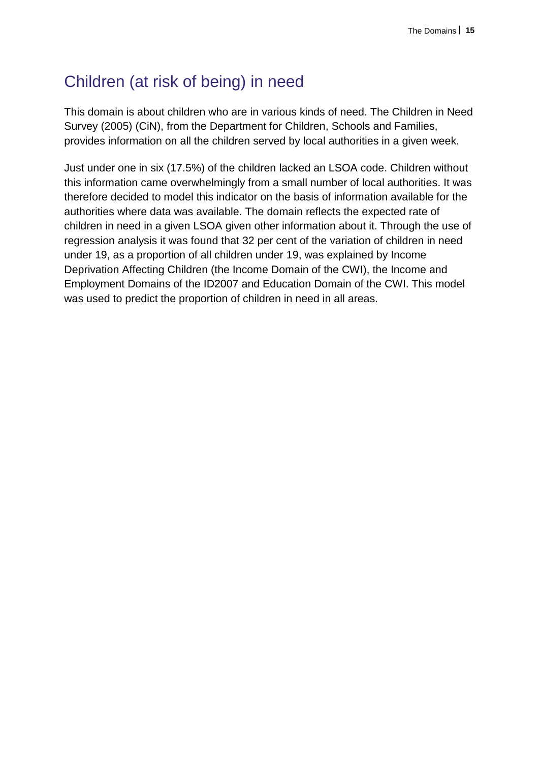## Children (at risk of being) in need

This domain is about children who are in various kinds of need. The Children in Need Survey (2005) (CiN), from the Department for Children, Schools and Families, provides information on all the children served by local authorities in a given week.

Just under one in six (17.5%) of the children lacked an LSOA code. Children without this information came overwhelmingly from a small number of local authorities. It was therefore decided to model this indicator on the basis of information available for the authorities where data was available. The domain reflects the expected rate of children in need in a given LSOA given other information about it. Through the use of regression analysis it was found that 32 per cent of the variation of children in need under 19, as a proportion of all children under 19, was explained by Income Deprivation Affecting Children (the Income Domain of the CWI), the Income and Employment Domains of the ID2007 and Education Domain of the CWI. This model was used to predict the proportion of children in need in all areas.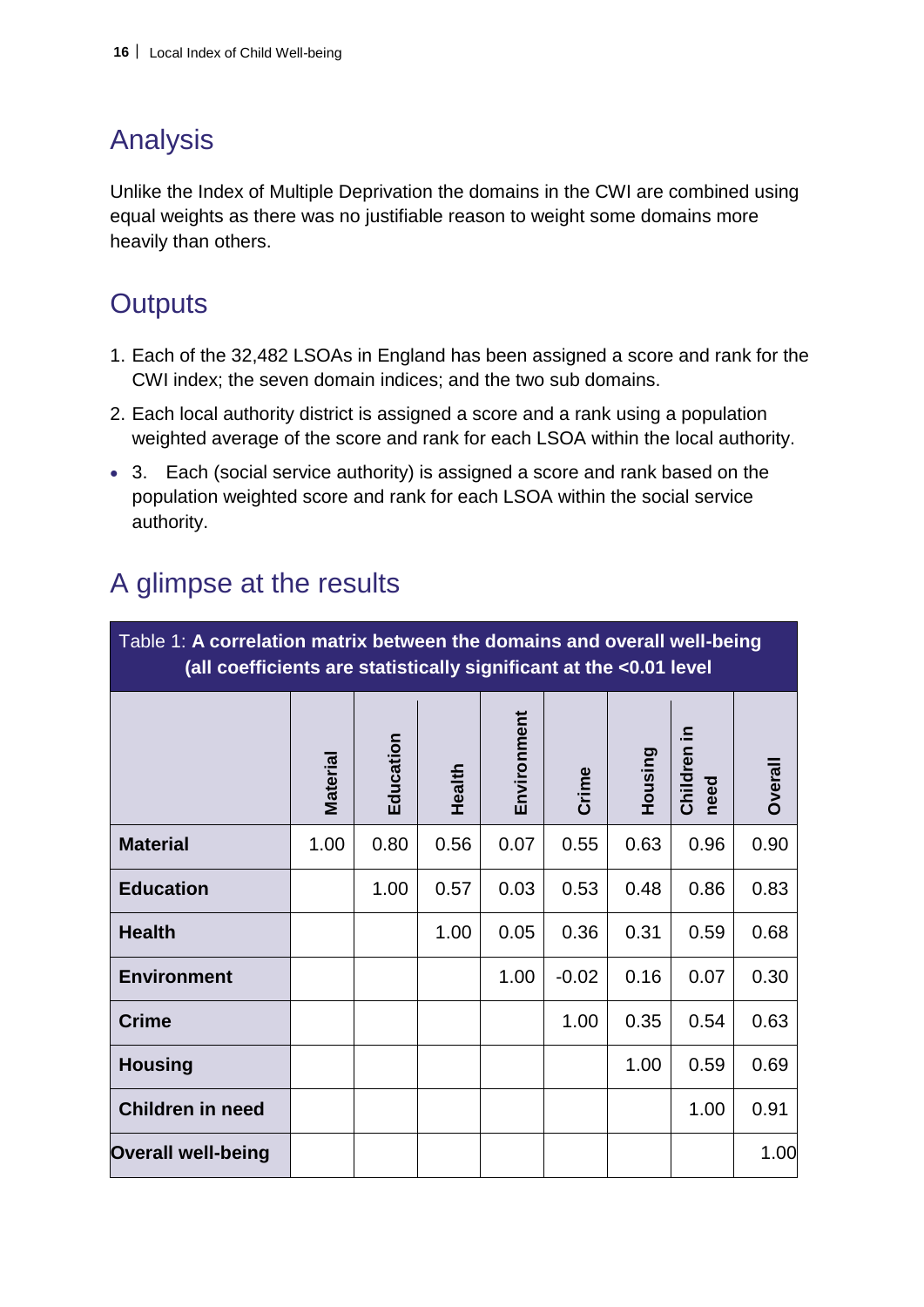## Analysis

Unlike the Index of Multiple Deprivation the domains in the CWI are combined using equal weights as there was no justifiable reason to weight some domains more heavily than others.

## Outputs

1. Each of the 32,482 LSOAs in England has been assigned a score and rank for the CWI index; the seven domain indices; and the two sub domains.
2. Each local authority district is assigned a score and a rank using a population weighted average of the score and rank for each LSOA within the local authority.

- 3. Each (social service authority) is assigned a score and rank based on the population weighted score and rank for each LSOA within the social service authority.

## A glimpse at the results

Table 1: **A correlation matrix between the domains and overall well-being (all coefficients are statistically significant at the <0.01 level**

| | Material | Education | Health | Environment | Crime | Housing | Children in need | Overall |
|---|---|---|---|---|---|---|---|---|
| **Material** | 1.00 | 0.80 | 0.56 | 0.07 | 0.55 | 0.63 | 0.96 | 0.90 |
| **Education** | | 1.00 | 0.57 | 0.03 | 0.53 | 0.48 | 0.86 | 0.83 |
| **Health** | | | 1.00 | 0.05 | 0.36 | 0.31 | 0.59 | 0.68 |
| **Environment** | | | | 1.00 | -0.02 | 0.16 | 0.07 | 0.30 |
| **Crime** | | | | | 1.00 | 0.35 | 0.54 | 0.63 |
| **Housing** | | | | | | 1.00 | 0.59 | 0.69 |
| **Children in need** | | | | | | | 1.00 | 0.91 |
| **Overall well-being** | | | | | | | | 1.00 |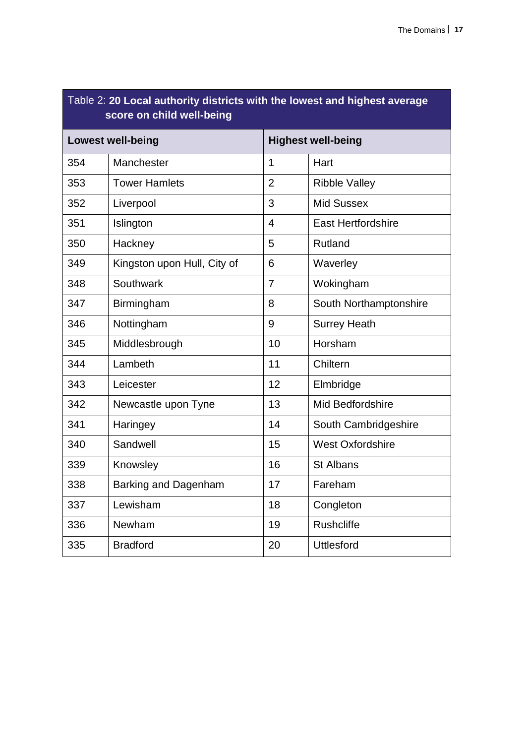Table 2: **20 Local authority districts with the lowest and highest average score on child well-being**

| Lowest well-being | | Highest well-being | |
|---|---|---|---|
| 354 | Manchester | 1 | Hart |
| 353 | Tower Hamlets | 2 | Ribble Valley |
| 352 | Liverpool | 3 | Mid Sussex |
| 351 | Islington | 4 | East Hertfordshire |
| 350 | Hackney | 5 | Rutland |
| 349 | Kingston upon Hull, City of | 6 | Waverley |
| 348 | Southwark | 7 | Wokingham |
| 347 | Birmingham | 8 | South Northamptonshire |
| 346 | Nottingham | 9 | Surrey Heath |
| 345 | Middlesbrough | 10 | Horsham |
| 344 | Lambeth | 11 | Chiltern |
| 343 | Leicester | 12 | Elmbridge |
| 342 | Newcastle upon Tyne | 13 | Mid Bedfordshire |
| 341 | Haringey | 14 | South Cambridgeshire |
| 340 | Sandwell | 15 | West Oxfordshire |
| 339 | Knowsley | 16 | St Albans |
| 338 | Barking and Dagenham | 17 | Fareham |
| 337 | Lewisham | 18 | Congleton |
| 336 | Newham | 19 | Rushcliffe |
| 335 | Bradford | 20 | Uttlesford |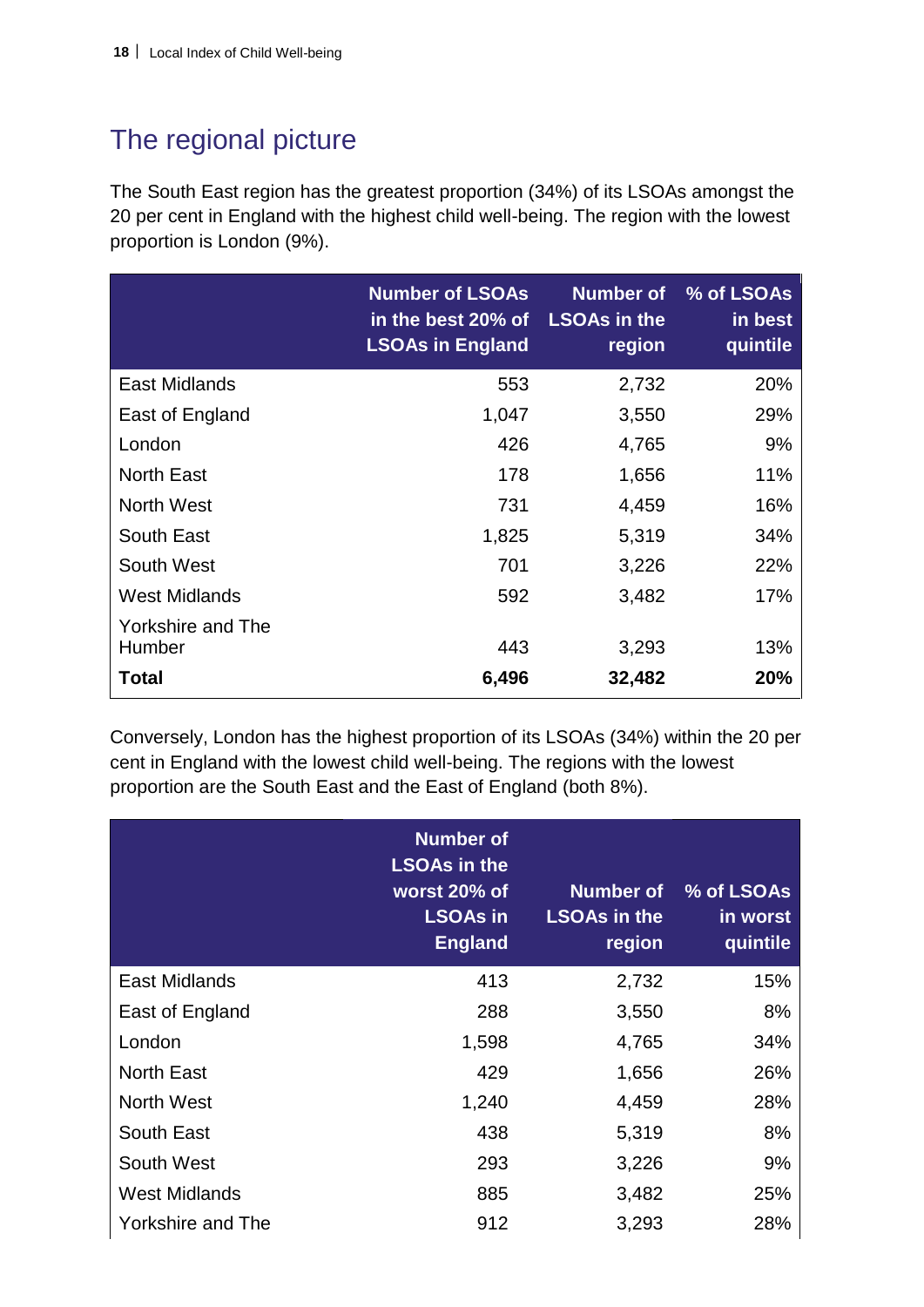## The regional picture

The South East region has the greatest proportion (34%) of its LSOAs amongst the 20 per cent in England with the highest child well-being. The region with the lowest proportion is London (9%).

| | Number of LSOAs in the best 20% of LSOAs in England | Number of LSOAs in the region | % of LSOAs in best quintile |
|---|---|---|---|
| East Midlands | 553 | 2,732 | 20% |
| East of England | 1,047 | 3,550 | 29% |
| London | 426 | 4,765 | 9% |
| North East | 178 | 1,656 | 11% |
| North West | 731 | 4,459 | 16% |
| South East | 1,825 | 5,319 | 34% |
| South West | 701 | 3,226 | 22% |
| West Midlands | 592 | 3,482 | 17% |
| Yorkshire and The Humber | 443 | 3,293 | 13% |
| **Total** | **6,496** | **32,482** | **20%** |

Conversely, London has the highest proportion of its LSOAs (34%) within the 20 per cent in England with the lowest child well-being. The regions with the lowest proportion are the South East and the East of England (both 8%).

| | Number of LSOAs in the worst 20% of LSOAs in England | Number of LSOAs in the region | % of LSOAs in worst quintile |
|---|---|---|---|
| East Midlands | 413 | 2,732 | 15% |
| East of England | 288 | 3,550 | 8% |
| London | 1,598 | 4,765 | 34% |
| North East | 429 | 1,656 | 26% |
| North West | 1,240 | 4,459 | 28% |
| South East | 438 | 5,319 | 8% |
| South West | 293 | 3,226 | 9% |
| West Midlands | 885 | 3,482 | 25% |
| Yorkshire and The | 912 | 3,293 | 28% |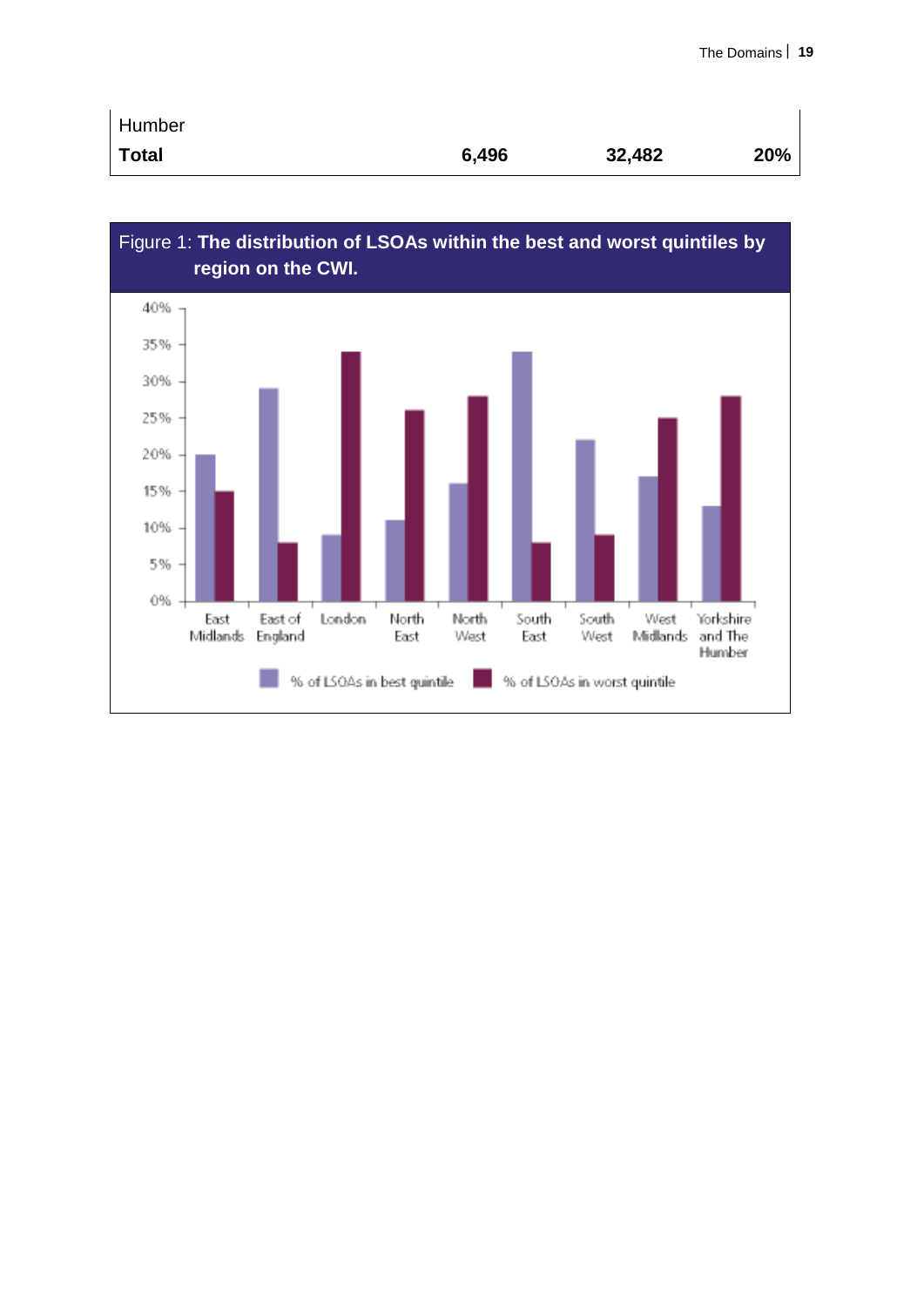| Humber | | | |
|---|---|---|---|
| **Total** | **6,496** | **32,482** | **20%** |

Figure 1: **The distribution of LSOAs within the best and worst quintiles by region on the CWI.**

| Region | % of LSOAs in best quintile | % of LSOAs in worst quintile |
|---|---|---|
| East Midlands | 20% | 15% |
| East of England | 29% | 8% |
| London | 9% | 34% |
| North East | 11% | 26% |
| North West | 16% | 28% |
| South East | 34% | 8% |
| South West | 22% | 9% |
| West Midlands | 17% | 25% |
| Yorkshire and The Humber | 13% | 28% |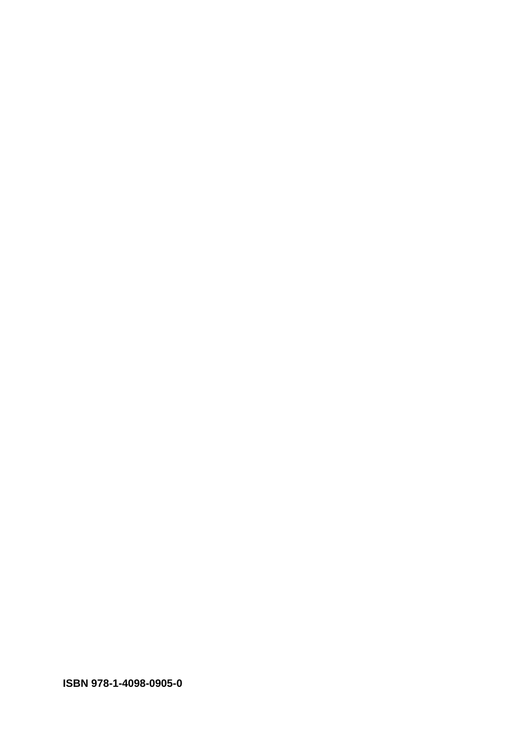**ISBN 978-1-4098-0905-0**